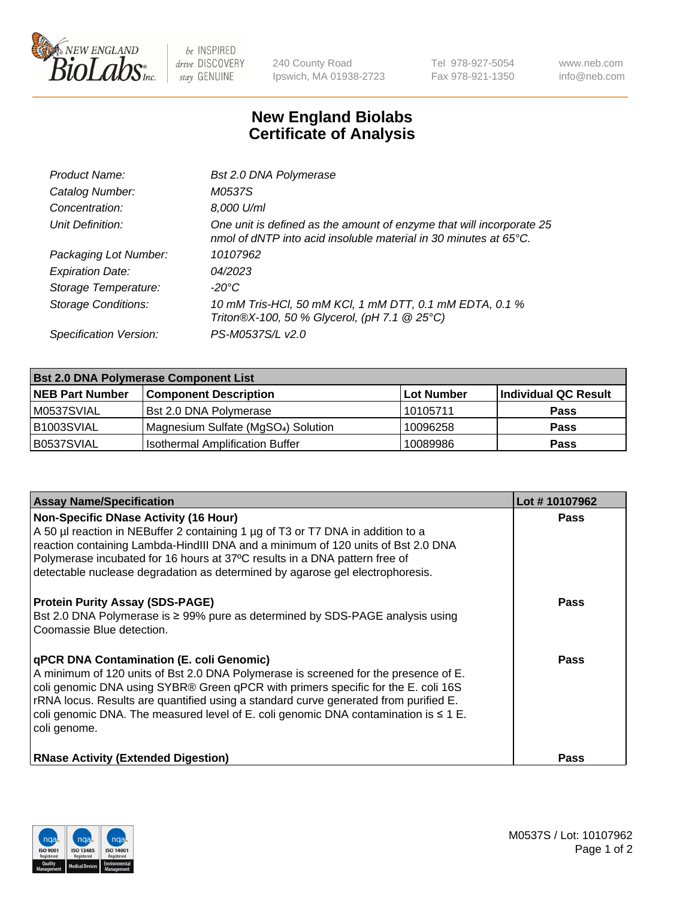# New England Biolabs Certificate of Analysis

| | |
|---|---|
| *Product Name:* | *Bst 2.0 DNA Polymerase* |
| *Catalog Number:* | *M0537S* |
| *Concentration:* | *8,000 U/ml* |
| *Unit Definition:* | *One unit is defined as the amount of enzyme that will incorporate 25 nmol of dNTP into acid insoluble material in 30 minutes at 65°C.* |
| *Packaging Lot Number:* | *10107962* |
| *Expiration Date:* | *04/2023* |
| *Storage Temperature:* | *-20°C* |
| *Storage Conditions:* | *10 mM Tris-HCl, 50 mM KCl, 1 mM DTT, 0.1 mM EDTA, 0.1 % Triton®X-100, 50 % Glycerol, (pH 7.1 @ 25°C)* |
| *Specification Version:* | *PS-M0537S/L v2.0* |

| **Bst 2.0 DNA Polymerase Component List** | | | |
|---|---|---|---|
| **NEB Part Number** | **Component Description** | **Lot Number** | **Individual QC Result** |
| M0537SVIAL | Bst 2.0 DNA Polymerase | 10105711 | **Pass** |
| B1003SVIAL | Magnesium Sulfate ($MgSO_4$) Solution | 10096258 | **Pass** |
| B0537SVIAL | Isothermal Amplification Buffer | 10089986 | **Pass** |

| **Assay Name/Specification** | **Lot # 10107962** |
|---|---|
| **Non-Specific DNase Activity (16 Hour)**<br>A 50 µl reaction in NEBuffer 2 containing 1 µg of T3 or T7 DNA in addition to a reaction containing Lambda-HindIII DNA and a minimum of 120 units of Bst 2.0 DNA Polymerase incubated for 16 hours at 37ºC results in a DNA pattern free of detectable nuclease degradation as determined by agarose gel electrophoresis. | **Pass** |
| **Protein Purity Assay (SDS-PAGE)**<br>Bst 2.0 DNA Polymerase is ≥ 99% pure as determined by SDS-PAGE analysis using Coomassie Blue detection. | **Pass** |
| **qPCR DNA Contamination (E. coli Genomic)**<br>A minimum of 120 units of Bst 2.0 DNA Polymerase is screened for the presence of E. coli genomic DNA using SYBR® Green qPCR with primers specific for the E. coli 16S rRNA locus. Results are quantified using a standard curve generated from purified E. coli genomic DNA. The measured level of E. coli genomic DNA contamination is ≤ 1 E. coli genome. | **Pass** |
| **RNase Activity (Extended Digestion)** | **Pass** |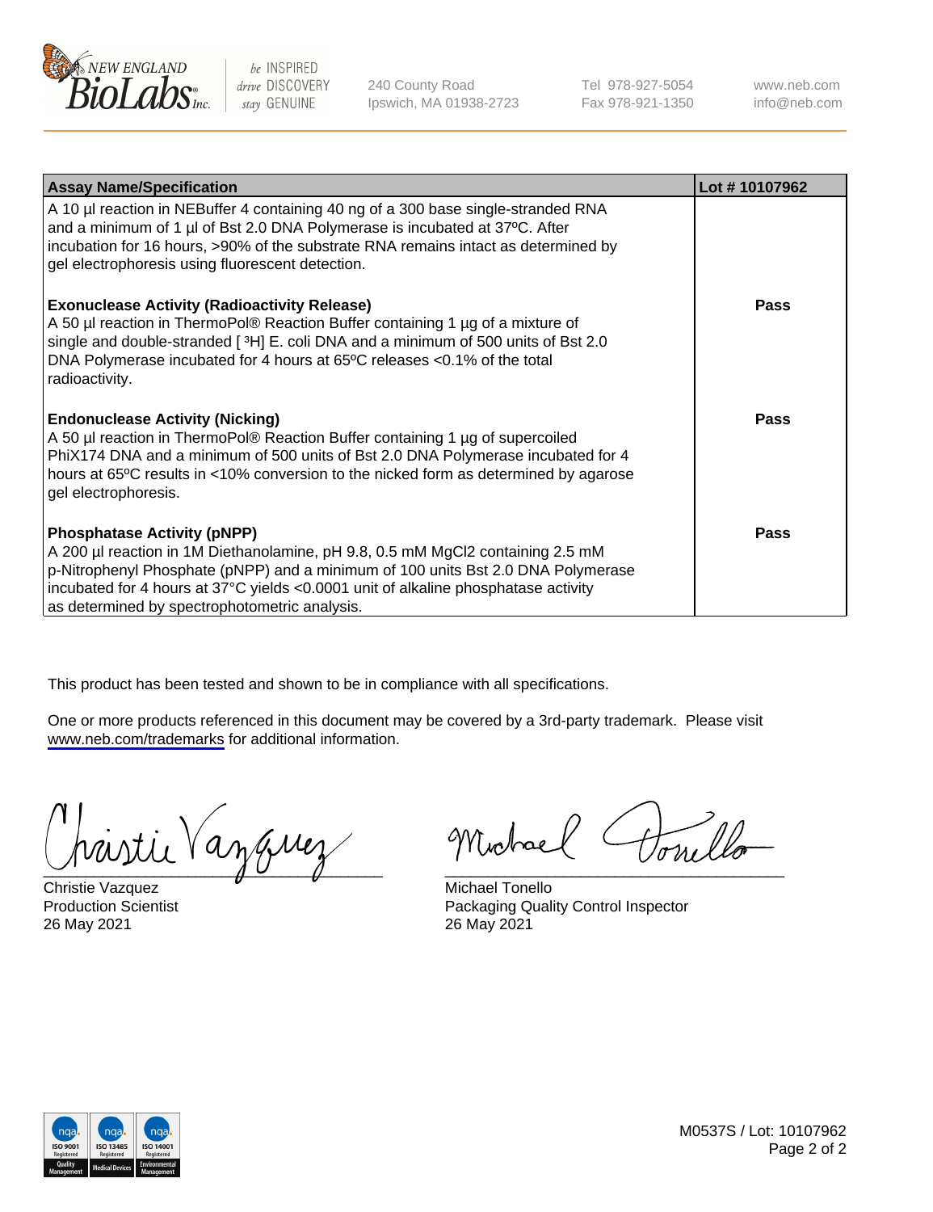| Assay Name/Specification | Lot # 10107962 |
|---|---|
| A 10 µl reaction in NEBuffer 4 containing 40 ng of a 300 base single-stranded RNA and a minimum of 1 µl of Bst 2.0 DNA Polymerase is incubated at 37ºC. After incubation for 16 hours, >90% of the substrate RNA remains intact as determined by gel electrophoresis using fluorescent detection. | |
| **Exonuclease Activity (Radioactivity Release)**<br>A 50 µl reaction in ThermoPol® Reaction Buffer containing 1 µg of a mixture of single and double-stranded [ $^3$H] E. coli DNA and a minimum of 500 units of Bst 2.0 DNA Polymerase incubated for 4 hours at 65ºC releases <0.1% of the total radioactivity. | **Pass** |
| **Endonuclease Activity (Nicking)**<br>A 50 µl reaction in ThermoPol® Reaction Buffer containing 1 µg of supercoiled PhiX174 DNA and a minimum of 500 units of Bst 2.0 DNA Polymerase incubated for 4 hours at 65ºC results in <10% conversion to the nicked form as determined by agarose gel electrophoresis. | **Pass** |
| **Phosphatase Activity (pNPP)**<br>A 200 µl reaction in 1M Diethanolamine, pH 9.8, 0.5 mM $MgCl_2$ containing 2.5 mM p-Nitrophenyl Phosphate (pNPP) and a minimum of 100 units Bst 2.0 DNA Polymerase incubated for 4 hours at 37°C yields <0.0001 unit of alkaline phosphatase activity as determined by spectrophotometric analysis. | **Pass** |

This product has been tested and shown to be in compliance with all specifications.

One or more products referenced in this document may be covered by a 3rd-party trademark. Please visit www.neb.com/trademarks for additional information.

Christie Vazquez
Production Scientist
26 May 2021

Michael Tonello
Packaging Quality Control Inspector
26 May 2021

M0537S / Lot: 10107962